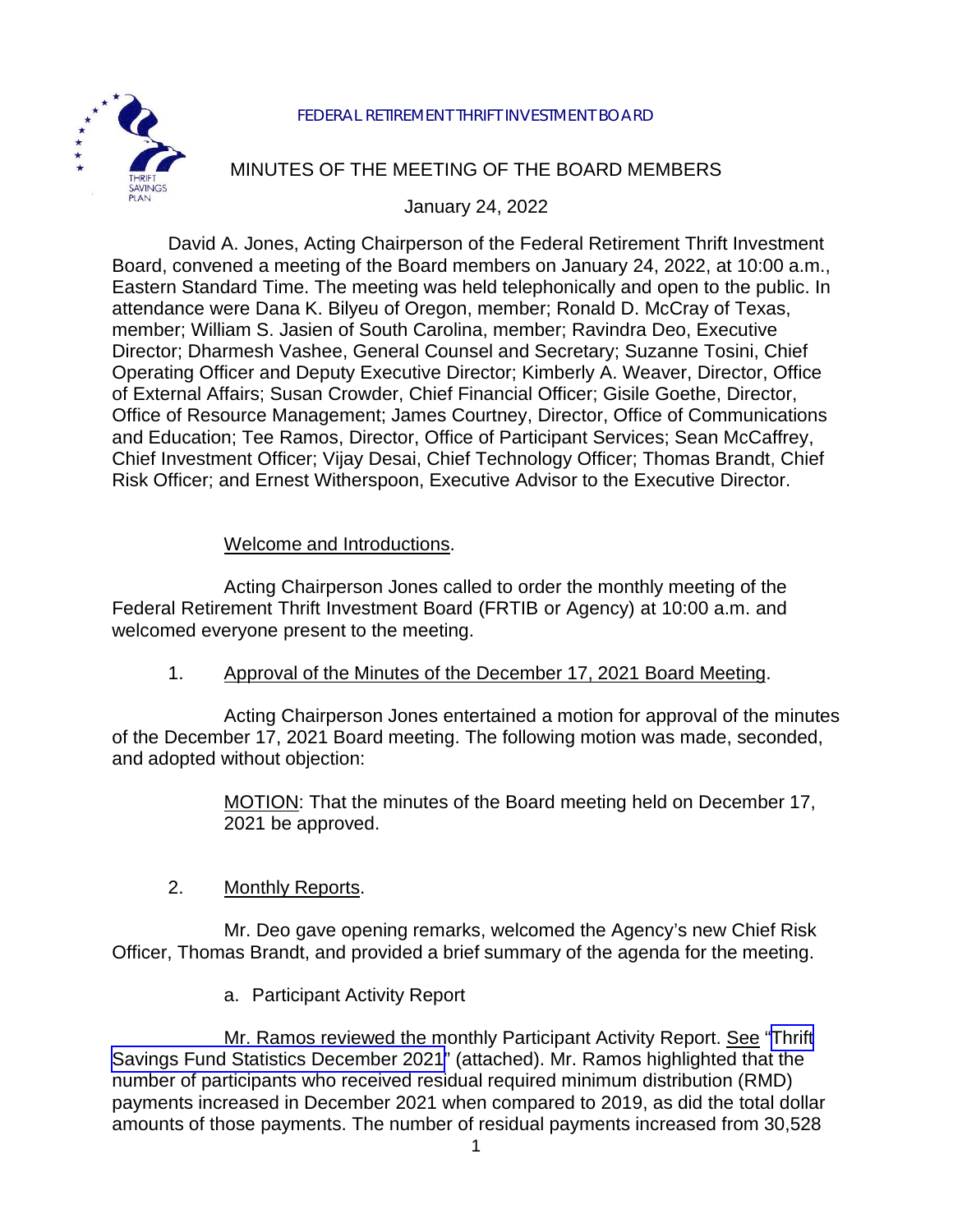FEDERAL RETIREMENT THRIFT INVESTMENT BOARD

# MINUTES OF THE MEETING OF THE BOARD MEMBERS

January 24, 2022

David A. Jones, Acting Chairperson of the Federal Retirement Thrift Investment Board, convened a meeting of the Board members on January 24, 2022, at 10:00 a.m., Eastern Standard Time. The meeting was held telephonically and open to the public. In attendance were Dana K. Bilyeu of Oregon, member; Ronald D. McCray of Texas, member; William S. Jasien of South Carolina, member; Ravindra Deo, Executive Director; Dharmesh Vashee, General Counsel and Secretary; Suzanne Tosini, Chief Operating Officer and Deputy Executive Director; Kimberly A. Weaver, Director, Office of External Affairs; Susan Crowder, Chief Financial Officer; Gisile Goethe, Director, Office of Resource Management; James Courtney, Director, Office of Communications and Education; Tee Ramos, Director, Office of Participant Services; Sean McCaffrey, Chief Investment Officer; Vijay Desai, Chief Technology Officer; Thomas Brandt, Chief Risk Officer; and Ernest Witherspoon, Executive Advisor to the Executive Director.

## Welcome and Introductions.

Acting Chairperson Jones called to order the monthly meeting of the Federal Retirement Thrift Investment Board (FRTIB or Agency) at 10:00 a.m. and welcomed everyone present to the meeting.

## 1. Approval of the Minutes of the December 17, 2021 Board Meeting.

Acting Chairperson Jones entertained a motion for approval of the minutes of the December 17, 2021 Board meeting. The following motion was made, seconded, and adopted without objection:

> MOTION: That the minutes of the Board meeting held on December 17, 2021 be approved.

## 2. Monthly Reports.

Mr. Deo gave opening remarks, welcomed the Agency's new Chief Risk Officer, Thomas Brandt, and provided a brief summary of the agenda for the meeting.

### a. Participant Activity Report

Mr. Ramos reviewed the monthly Participant Activity Report. See "Thrift Savings Fund Statistics December 2021" (attached). Mr. Ramos highlighted that the number of participants who received residual required minimum distribution (RMD) payments increased in December 2021 when compared to 2019, as did the total dollar amounts of those payments. The number of residual payments increased from 30,528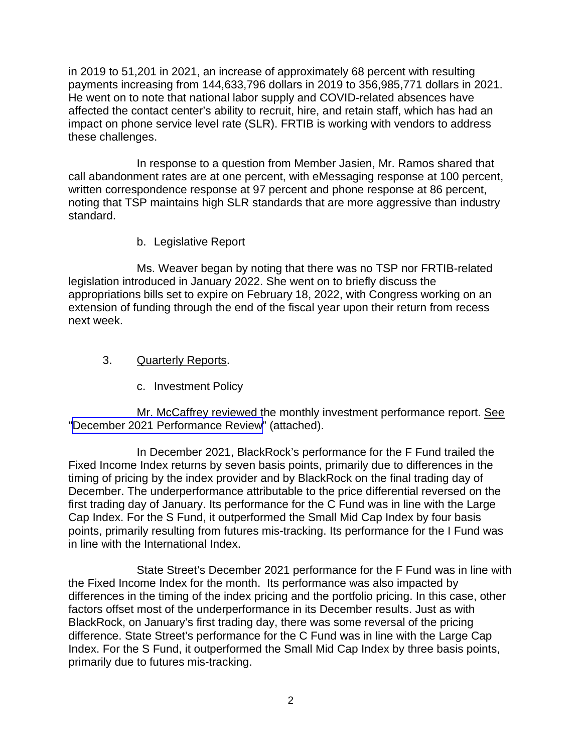in 2019 to 51,201 in 2021, an increase of approximately 68 percent with resulting payments increasing from 144,633,796 dollars in 2019 to 356,985,771 dollars in 2021. He went on to note that national labor supply and COVID-related absences have affected the contact center's ability to recruit, hire, and retain staff, which has had an impact on phone service level rate (SLR). FRTIB is working with vendors to address these challenges.

In response to a question from Member Jasien, Mr. Ramos shared that call abandonment rates are at one percent, with eMessaging response at 100 percent, written correspondence response at 97 percent and phone response at 86 percent, noting that TSP maintains high SLR standards that are more aggressive than industry standard.

b. Legislative Report

Ms. Weaver began by noting that there was no TSP nor FRTIB-related legislation introduced in January 2022. She went on to briefly discuss the appropriations bills set to expire on February 18, 2022, with Congress working on an extension of funding through the end of the fiscal year upon their return from recess next week.

3. Quarterly Reports.

c. Investment Policy

Mr. McCaffrey reviewed the monthly investment performance report. See "December 2021 Performance Review" (attached).

In December 2021, BlackRock's performance for the F Fund trailed the Fixed Income Index returns by seven basis points, primarily due to differences in the timing of pricing by the index provider and by BlackRock on the final trading day of December. The underperformance attributable to the price differential reversed on the first trading day of January. Its performance for the C Fund was in line with the Large Cap Index. For the S Fund, it outperformed the Small Mid Cap Index by four basis points, primarily resulting from futures mis-tracking. Its performance for the I Fund was in line with the International Index.

State Street's December 2021 performance for the F Fund was in line with the Fixed Income Index for the month. Its performance was also impacted by differences in the timing of the index pricing and the portfolio pricing. In this case, other factors offset most of the underperformance in its December results. Just as with BlackRock, on January's first trading day, there was some reversal of the pricing difference. State Street's performance for the C Fund was in line with the Large Cap Index. For the S Fund, it outperformed the Small Mid Cap Index by three basis points, primarily due to futures mis-tracking.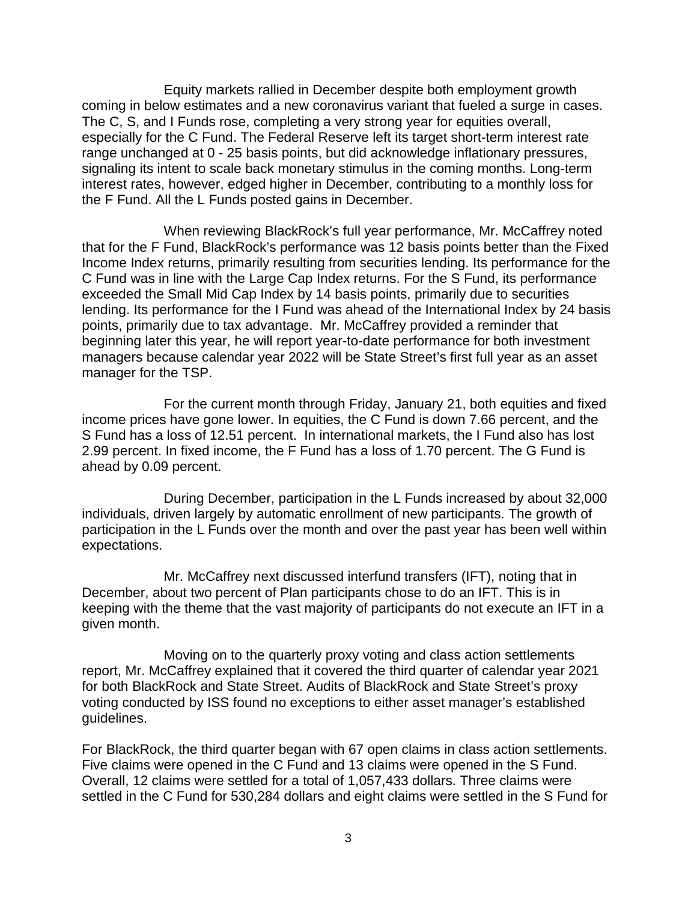Equity markets rallied in December despite both employment growth coming in below estimates and a new coronavirus variant that fueled a surge in cases. The C, S, and I Funds rose, completing a very strong year for equities overall, especially for the C Fund. The Federal Reserve left its target short-term interest rate range unchanged at 0 - 25 basis points, but did acknowledge inflationary pressures, signaling its intent to scale back monetary stimulus in the coming months. Long-term interest rates, however, edged higher in December, contributing to a monthly loss for the F Fund. All the L Funds posted gains in December.

When reviewing BlackRock's full year performance, Mr. McCaffrey noted that for the F Fund, BlackRock's performance was 12 basis points better than the Fixed Income Index returns, primarily resulting from securities lending. Its performance for the C Fund was in line with the Large Cap Index returns. For the S Fund, its performance exceeded the Small Mid Cap Index by 14 basis points, primarily due to securities lending. Its performance for the I Fund was ahead of the International Index by 24 basis points, primarily due to tax advantage. Mr. McCaffrey provided a reminder that beginning later this year, he will report year-to-date performance for both investment managers because calendar year 2022 will be State Street's first full year as an asset manager for the TSP.

For the current month through Friday, January 21, both equities and fixed income prices have gone lower. In equities, the C Fund is down 7.66 percent, and the S Fund has a loss of 12.51 percent. In international markets, the I Fund also has lost 2.99 percent. In fixed income, the F Fund has a loss of 1.70 percent. The G Fund is ahead by 0.09 percent.

During December, participation in the L Funds increased by about 32,000 individuals, driven largely by automatic enrollment of new participants. The growth of participation in the L Funds over the month and over the past year has been well within expectations.

Mr. McCaffrey next discussed interfund transfers (IFT), noting that in December, about two percent of Plan participants chose to do an IFT. This is in keeping with the theme that the vast majority of participants do not execute an IFT in a given month.

Moving on to the quarterly proxy voting and class action settlements report, Mr. McCaffrey explained that it covered the third quarter of calendar year 2021 for both BlackRock and State Street. Audits of BlackRock and State Street's proxy voting conducted by ISS found no exceptions to either asset manager's established guidelines.

For BlackRock, the third quarter began with 67 open claims in class action settlements. Five claims were opened in the C Fund and 13 claims were opened in the S Fund. Overall, 12 claims were settled for a total of 1,057,433 dollars. Three claims were settled in the C Fund for 530,284 dollars and eight claims were settled in the S Fund for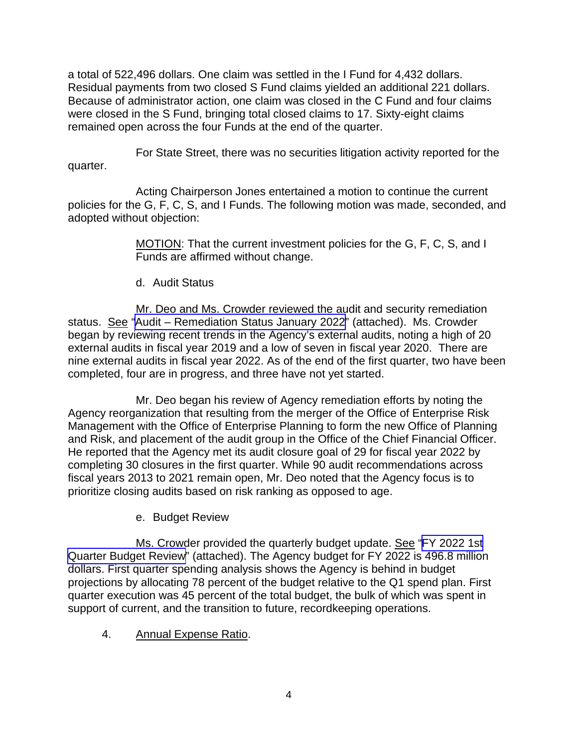a total of 522,496 dollars. One claim was settled in the I Fund for 4,432 dollars. Residual payments from two closed S Fund claims yielded an additional 221 dollars. Because of administrator action, one claim was closed in the C Fund and four claims were closed in the S Fund, bringing total closed claims to 17. Sixty-eight claims remained open across the four Funds at the end of the quarter.

For State Street, there was no securities litigation activity reported for the quarter.

Acting Chairperson Jones entertained a motion to continue the current policies for the G, F, C, S, and I Funds. The following motion was made, seconded, and adopted without objection:

> MOTION: That the current investment policies for the G, F, C, S, and I Funds are affirmed without change.

d. Audit Status

Mr. Deo and Ms. Crowder reviewed the audit and security remediation status. See "Audit – Remediation Status January 2022" (attached). Ms. Crowder began by reviewing recent trends in the Agency's external audits, noting a high of 20 external audits in fiscal year 2019 and a low of seven in fiscal year 2020. There are nine external audits in fiscal year 2022. As of the end of the first quarter, two have been completed, four are in progress, and three have not yet started.

Mr. Deo began his review of Agency remediation efforts by noting the Agency reorganization that resulting from the merger of the Office of Enterprise Risk Management with the Office of Enterprise Planning to form the new Office of Planning and Risk, and placement of the audit group in the Office of the Chief Financial Officer. He reported that the Agency met its audit closure goal of 29 for fiscal year 2022 by completing 30 closures in the first quarter. While 90 audit recommendations across fiscal years 2013 to 2021 remain open, Mr. Deo noted that the Agency focus is to prioritize closing audits based on risk ranking as opposed to age.

e. Budget Review

Ms. Crowder provided the quarterly budget update. See "FY 2022 1st Quarter Budget Review" (attached). The Agency budget for FY 2022 is 496.8 million dollars. First quarter spending analysis shows the Agency is behind in budget projections by allocating 78 percent of the budget relative to the Q1 spend plan. First quarter execution was 45 percent of the total budget, the bulk of which was spent in support of current, and the transition to future, recordkeeping operations.

4. Annual Expense Ratio.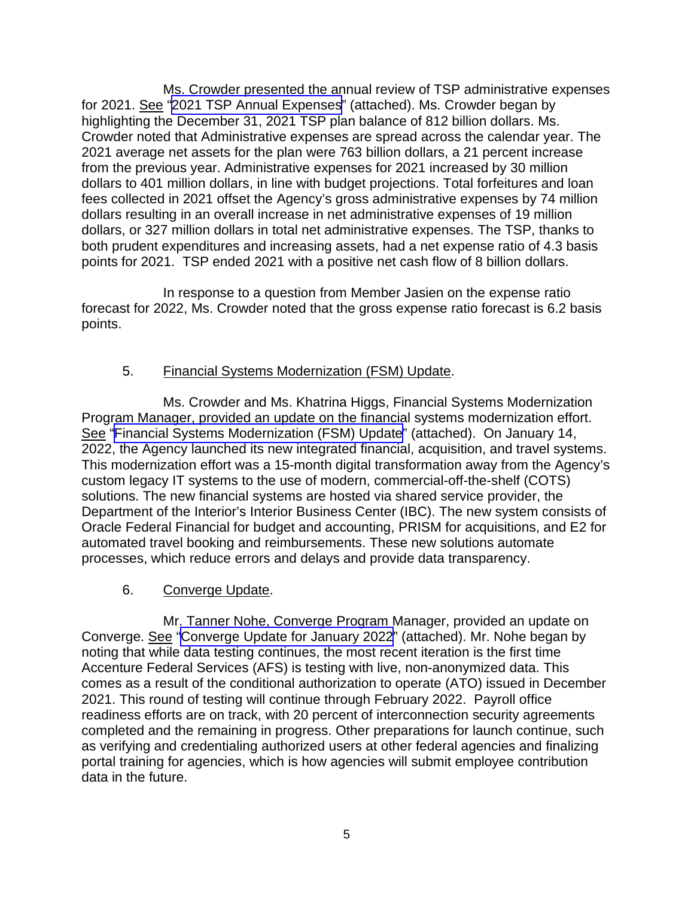Ms. Crowder presented the annual review of TSP administrative expenses for 2021. See "2021 TSP Annual Expenses" (attached). Ms. Crowder began by highlighting the December 31, 2021 TSP plan balance of 812 billion dollars. Ms. Crowder noted that Administrative expenses are spread across the calendar year. The 2021 average net assets for the plan were 763 billion dollars, a 21 percent increase from the previous year. Administrative expenses for 2021 increased by 30 million dollars to 401 million dollars, in line with budget projections. Total forfeitures and loan fees collected in 2021 offset the Agency's gross administrative expenses by 74 million dollars resulting in an overall increase in net administrative expenses of 19 million dollars, or 327 million dollars in total net administrative expenses. The TSP, thanks to both prudent expenditures and increasing assets, had a net expense ratio of 4.3 basis points for 2021. TSP ended 2021 with a positive net cash flow of 8 billion dollars.

In response to a question from Member Jasien on the expense ratio forecast for 2022, Ms. Crowder noted that the gross expense ratio forecast is 6.2 basis points.

5. Financial Systems Modernization (FSM) Update.

Ms. Crowder and Ms. Khatrina Higgs, Financial Systems Modernization Program Manager, provided an update on the financial systems modernization effort. See "Financial Systems Modernization (FSM) Update" (attached). On January 14, 2022, the Agency launched its new integrated financial, acquisition, and travel systems. This modernization effort was a 15-month digital transformation away from the Agency's custom legacy IT systems to the use of modern, commercial-off-the-shelf (COTS) solutions. The new financial systems are hosted via shared service provider, the Department of the Interior's Interior Business Center (IBC). The new system consists of Oracle Federal Financial for budget and accounting, PRISM for acquisitions, and E2 for automated travel booking and reimbursements. These new solutions automate processes, which reduce errors and delays and provide data transparency.

6. Converge Update.

Mr. Tanner Nohe, Converge Program Manager, provided an update on Converge. See "Converge Update for January 2022" (attached). Mr. Nohe began by noting that while data testing continues, the most recent iteration is the first time Accenture Federal Services (AFS) is testing with live, non-anonymized data. This comes as a result of the conditional authorization to operate (ATO) issued in December 2021. This round of testing will continue through February 2022. Payroll office readiness efforts are on track, with 20 percent of interconnection security agreements completed and the remaining in progress. Other preparations for launch continue, such as verifying and credentialing authorized users at other federal agencies and finalizing portal training for agencies, which is how agencies will submit employee contribution data in the future.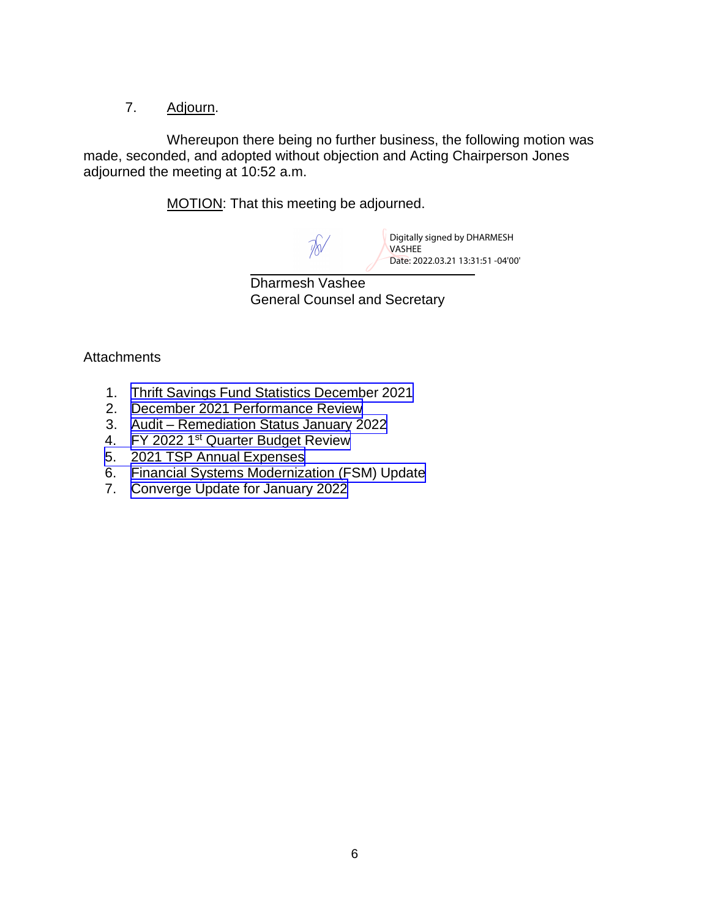7. Adjourn.

Whereupon there being no further business, the following motion was made, seconded, and adopted without objection and Acting Chairperson Jones adjourned the meeting at 10:52 a.m.

MOTION: That this meeting be adjourned.

Digitally signed by DHARMESH VASHEE
Date: 2022.03.21 13:31:51 -04'00'

Dharmesh Vashee
General Counsel and Secretary

Attachments

1. Thrift Savings Fund Statistics December 2021
2. December 2021 Performance Review
3. Audit – Remediation Status January 2022
4. FY 2022 1st Quarter Budget Review
5. 2021 TSP Annual Expenses
6. Financial Systems Modernization (FSM) Update
7. Converge Update for January 2022